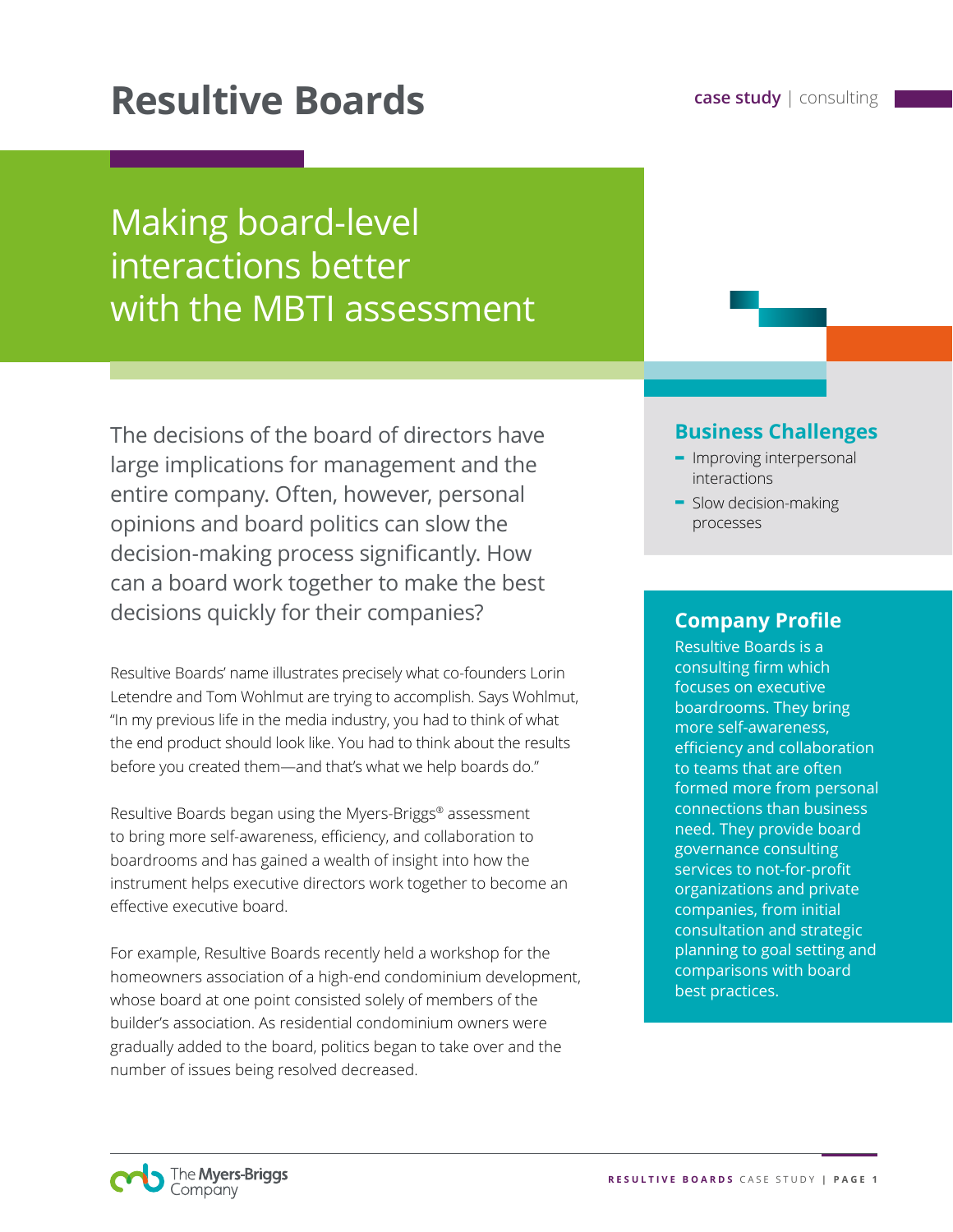# Resultive Boards

**case study** | consulting

## Making board-level interactions better with the MBTI assessment

The decisions of the board of directors have large implications for management and the entire company. Often, however, personal opinions and board politics can slow the decision-making process significantly. How can a board work together to make the best decisions quickly for their companies?

Resultive Boards' name illustrates precisely what co-founders Lorin Letendre and Tom Wohlmut are trying to accomplish. Says Wohlmut, "In my previous life in the media industry, you had to think of what the end product should look like. You had to think about the results before you created them—and that's what we help boards do."

Resultive Boards began using the Myers-Briggs® assessment to bring more self-awareness, efficiency, and collaboration to boardrooms and has gained a wealth of insight into how the instrument helps executive directors work together to become an effective executive board.

For example, Resultive Boards recently held a workshop for the homeowners association of a high-end condominium development, whose board at one point consisted solely of members of the builder's association. As residential condominium owners were gradually added to the board, politics began to take over and the number of issues being resolved decreased.

### Business Challenges

- Improving interpersonal interactions
- Slow decision-making processes

### Company Profile

Resultive Boards is a consulting firm which focuses on executive boardrooms. They bring more self-awareness, efficiency and collaboration to teams that are often formed more from personal connections than business need. They provide board governance consulting services to not-for-profit organizations and private companies, from initial consultation and strategic planning to goal setting and comparisons with board best practices.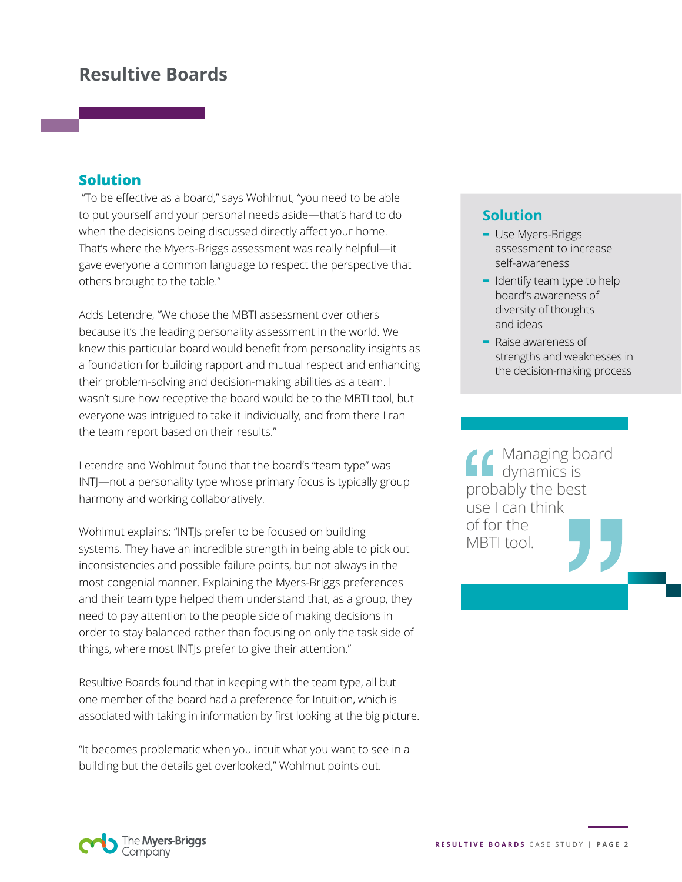# Resultive Boards

## Solution

"To be effective as a board," says Wohlmut, "you need to be able to put yourself and your personal needs aside—that's hard to do when the decisions being discussed directly affect your home. That's where the Myers-Briggs assessment was really helpful—it gave everyone a common language to respect the perspective that others brought to the table."

Adds Letendre, "We chose the MBTI assessment over others because it's the leading personality assessment in the world. We knew this particular board would benefit from personality insights as a foundation for building rapport and mutual respect and enhancing their problem-solving and decision-making abilities as a team. I wasn't sure how receptive the board would be to the MBTI tool, but everyone was intrigued to take it individually, and from there I ran the team report based on their results."

Letendre and Wohlmut found that the board's "team type" was INTJ—not a personality type whose primary focus is typically group harmony and working collaboratively.

Wohlmut explains: "INTJs prefer to be focused on building systems. They have an incredible strength in being able to pick out inconsistencies and possible failure points, but not always in the most congenial manner. Explaining the Myers-Briggs preferences and their team type helped them understand that, as a group, they need to pay attention to the people side of making decisions in order to stay balanced rather than focusing on only the task side of things, where most INTJs prefer to give their attention."

Resultive Boards found that in keeping with the team type, all but one member of the board had a preference for Intuition, which is associated with taking in information by first looking at the big picture.

"It becomes problematic when you intuit what you want to see in a building but the details get overlooked," Wohlmut points out.

## Solution

- Use Myers-Briggs assessment to increase self-awareness
- Identify team type to help board's awareness of diversity of thoughts and ideas
- Raise awareness of strengths and weaknesses in the decision-making process

> "Managing board dynamics is probably the best use I can think of for the MBTI tool."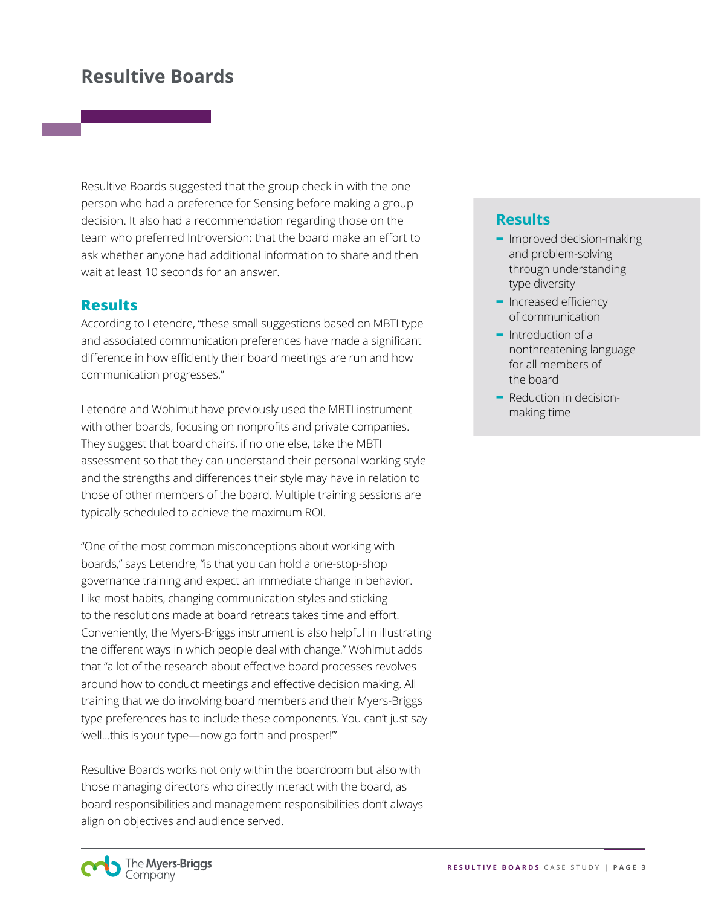# Resultive Boards

Resultive Boards suggested that the group check in with the one person who had a preference for Sensing before making a group decision. It also had a recommendation regarding those on the team who preferred Introversion: that the board make an effort to ask whether anyone had additional information to share and then wait at least 10 seconds for an answer.

## Results

According to Letendre, "these small suggestions based on MBTI type and associated communication preferences have made a significant difference in how efficiently their board meetings are run and how communication progresses."

Letendre and Wohlmut have previously used the MBTI instrument with other boards, focusing on nonprofits and private companies. They suggest that board chairs, if no one else, take the MBTI assessment so that they can understand their personal working style and the strengths and differences their style may have in relation to those of other members of the board. Multiple training sessions are typically scheduled to achieve the maximum ROI.

"One of the most common misconceptions about working with boards," says Letendre, "is that you can hold a one-stop-shop governance training and expect an immediate change in behavior. Like most habits, changing communication styles and sticking to the resolutions made at board retreats takes time and effort. Conveniently, the Myers-Briggs instrument is also helpful in illustrating the different ways in which people deal with change." Wohlmut adds that "a lot of the research about effective board processes revolves around how to conduct meetings and effective decision making. All training that we do involving board members and their Myers-Briggs type preferences has to include these components. You can't just say 'well…this is your type—now go forth and prosper!'"

Resultive Boards works not only within the boardroom but also with those managing directors who directly interact with the board, as board responsibilities and management responsibilities don't always align on objectives and audience served.

## Results

- Improved decision-making and problem-solving through understanding type diversity
- Increased efficiency of communication
- Introduction of a nonthreatening language for all members of the board
- Reduction in decision-making time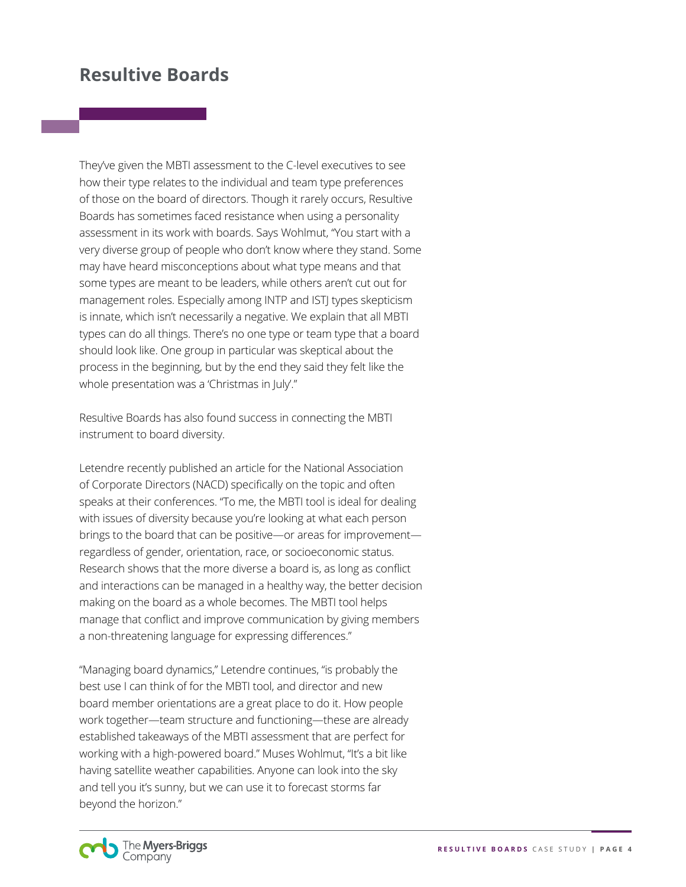# Resultive Boards

They've given the MBTI assessment to the C-level executives to see how their type relates to the individual and team type preferences of those on the board of directors. Though it rarely occurs, Resultive Boards has sometimes faced resistance when using a personality assessment in its work with boards. Says Wohlmut, "You start with a very diverse group of people who don't know where they stand. Some may have heard misconceptions about what type means and that some types are meant to be leaders, while others aren't cut out for management roles. Especially among INTP and ISTJ types skepticism is innate, which isn't necessarily a negative. We explain that all MBTI types can do all things. There's no one type or team type that a board should look like. One group in particular was skeptical about the process in the beginning, but by the end they said they felt like the whole presentation was a 'Christmas in July'."

Resultive Boards has also found success in connecting the MBTI instrument to board diversity.

Letendre recently published an article for the National Association of Corporate Directors (NACD) specifically on the topic and often speaks at their conferences. "To me, the MBTI tool is ideal for dealing with issues of diversity because you're looking at what each person brings to the board that can be positive—or areas for improvement—regardless of gender, orientation, race, or socioeconomic status. Research shows that the more diverse a board is, as long as conflict and interactions can be managed in a healthy way, the better decision making on the board as a whole becomes. The MBTI tool helps manage that conflict and improve communication by giving members a non-threatening language for expressing differences."

"Managing board dynamics," Letendre continues, "is probably the best use I can think of for the MBTI tool, and director and new board member orientations are a great place to do it. How people work together—team structure and functioning—these are already established takeaways of the MBTI assessment that are perfect for working with a high-powered board." Muses Wohlmut, "It's a bit like having satellite weather capabilities. Anyone can look into the sky and tell you it's sunny, but we can use it to forecast storms far beyond the horizon."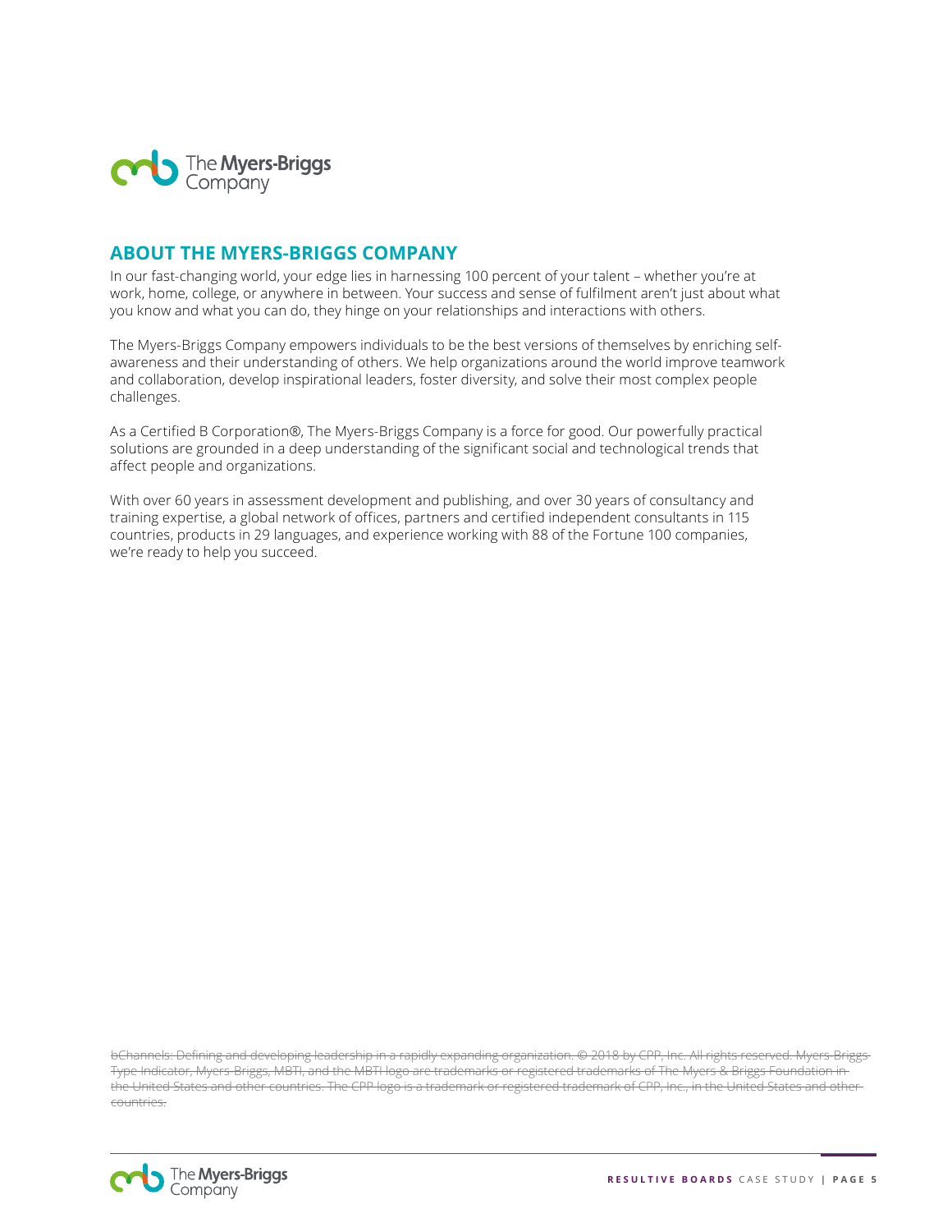## ABOUT THE MYERS-BRIGGS COMPANY

In our fast-changing world, your edge lies in harnessing 100 percent of your talent – whether you're at work, home, college, or anywhere in between. Your success and sense of fulfilment aren't just about what you know and what you can do, they hinge on your relationships and interactions with others.

The Myers-Briggs Company empowers individuals to be the best versions of themselves by enriching self-awareness and their understanding of others. We help organizations around the world improve teamwork and collaboration, develop inspirational leaders, foster diversity, and solve their most complex people challenges.

As a Certified B Corporation®, The Myers-Briggs Company is a force for good. Our powerfully practical solutions are grounded in a deep understanding of the significant social and technological trends that affect people and organizations.

With over 60 years in assessment development and publishing, and over 30 years of consultancy and training expertise, a global network of offices, partners and certified independent consultants in 115 countries, products in 29 languages, and experience working with 88 of the Fortune 100 companies, we're ready to help you succeed.

~~bChannels: Defining and developing leadership in a rapidly expanding organization. © 2018 by CPP, Inc. All rights reserved. Myers-Briggs Type Indicator, Myers-Briggs, MBTI, and the MBTI logo are trademarks or registered trademarks of The Myers & Briggs Foundation in the United States and other countries. The CPP logo is a trademark or registered trademark of CPP, Inc., in the United States and other countries.~~